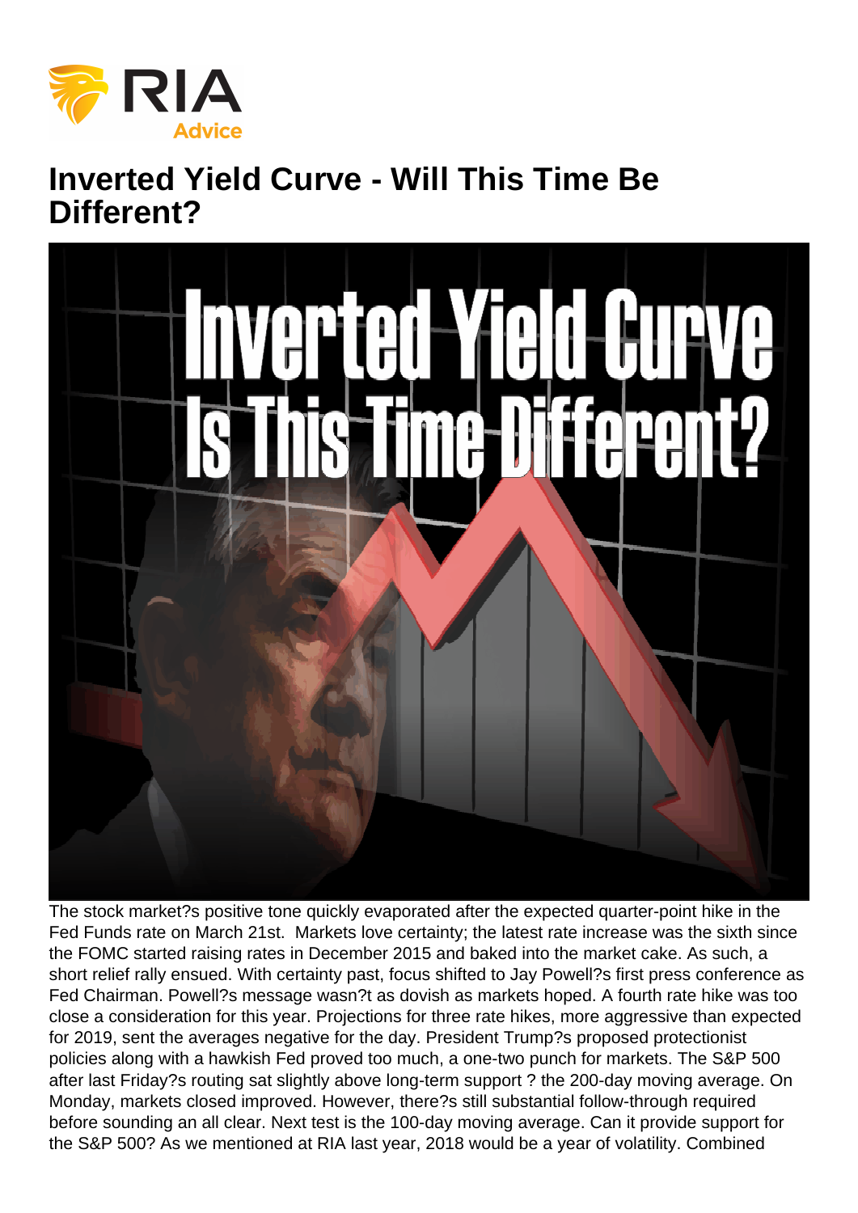# Inverted Yield Curve - Will This Time Be Different?

The stock market?s positive tone quickly evaporated after the expected quarter-point hike in the Fed Funds rate on March 21st. Markets love certainty; the latest rate increase was the sixth since the FOMC started raising rates in December 2015 and baked into the market cake. As such, a short relief rally ensued. With certainty past, focus shifted to Jay Powell?s first press conference as Fed Chairman. Powell?s message wasn?t as dovish as markets hoped. A fourth rate hike was too close a consideration for this year. Projections for three rate hikes, more aggressive than expected for 2019, sent the averages negative for the day. President Trump?s proposed protectionist policies along with a hawkish Fed proved too much, a one-two punch for markets. The S&P 500 after last Friday?s routing sat slightly above long-term support ? the 200-day moving average. On Monday, markets closed improved. However, there?s still substantial follow-through required before sounding an all clear. Next test is the 100-day moving average. Can it provide support for the S&P 500? As we mentioned at RIA last year, 2018 would be a year of volatility. Combined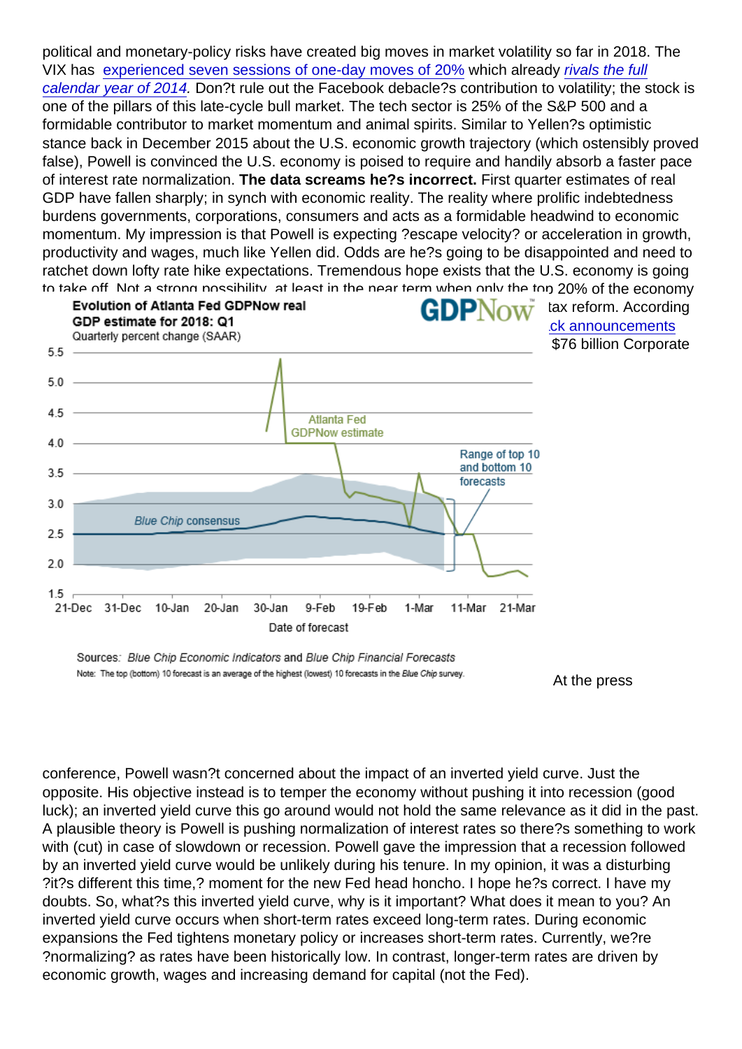political and monetary-policy risks have created big moves in market volatility so far in 2018. The VIX has experienced seven sessions of one-day moves of 20% which already *rivals the full calendar year of 2014*. Don?t rule out the Facebook debacle?s contribution to volatility; the stock is one of the pillars of this late-cycle bull market. The tech sector is 25% of the S&P 500 and a formidable contributor to market momentum and animal spirits. Similar to Yellen?s optimistic stance back in December 2015 about the U.S. economic growth trajectory (which ostensibly proved false), Powell is convinced the U.S. economy is poised to require and handily absorb a faster pace of interest rate normalization. **The data screams he?s incorrect.** First quarter estimates of real GDP have fallen sharply; in synch with economic reality. The reality where prolific indebtedness burdens governments, corporations, consumers and acts as a formidable headwind to economic momentum. My impression is that Powell is expecting ?escape velocity? or acceleration in growth, productivity and wages, much like Yellen did. Odds are he?s going to be disappointed and need to ratchet down lofty rate hike expectations. Tremendous hope exists that the U.S. economy is going to take off. Not a strong possibility, at least in the near term when only the top 20% of the economy

tax reform. According ...ck announcements $76 billion Corporate

At the press conference, Powell wasn?t concerned about the impact of an inverted yield curve. Just the opposite. His objective instead is to temper the economy without pushing it into recession (good luck); an inverted yield curve this go around would not hold the same relevance as it did in the past. A plausible theory is Powell is pushing normalization of interest rates so there?s something to work with (cut) in case of slowdown or recession. Powell gave the impression that a recession followed by an inverted yield curve would be unlikely during his tenure. In my opinion, it was a disturbing ?it?s different this time,? moment for the new Fed head honcho. I hope he?s correct. I have my doubts. So, what?s this inverted yield curve, why is it important? What does it mean to you? An inverted yield curve occurs when short-term rates exceed long-term rates. During economic expansions the Fed tightens monetary policy or increases short-term rates. Currently, we?re ?normalizing? as rates have been historically low. In contrast, longer-term rates are driven by economic growth, wages and increasing demand for capital (not the Fed).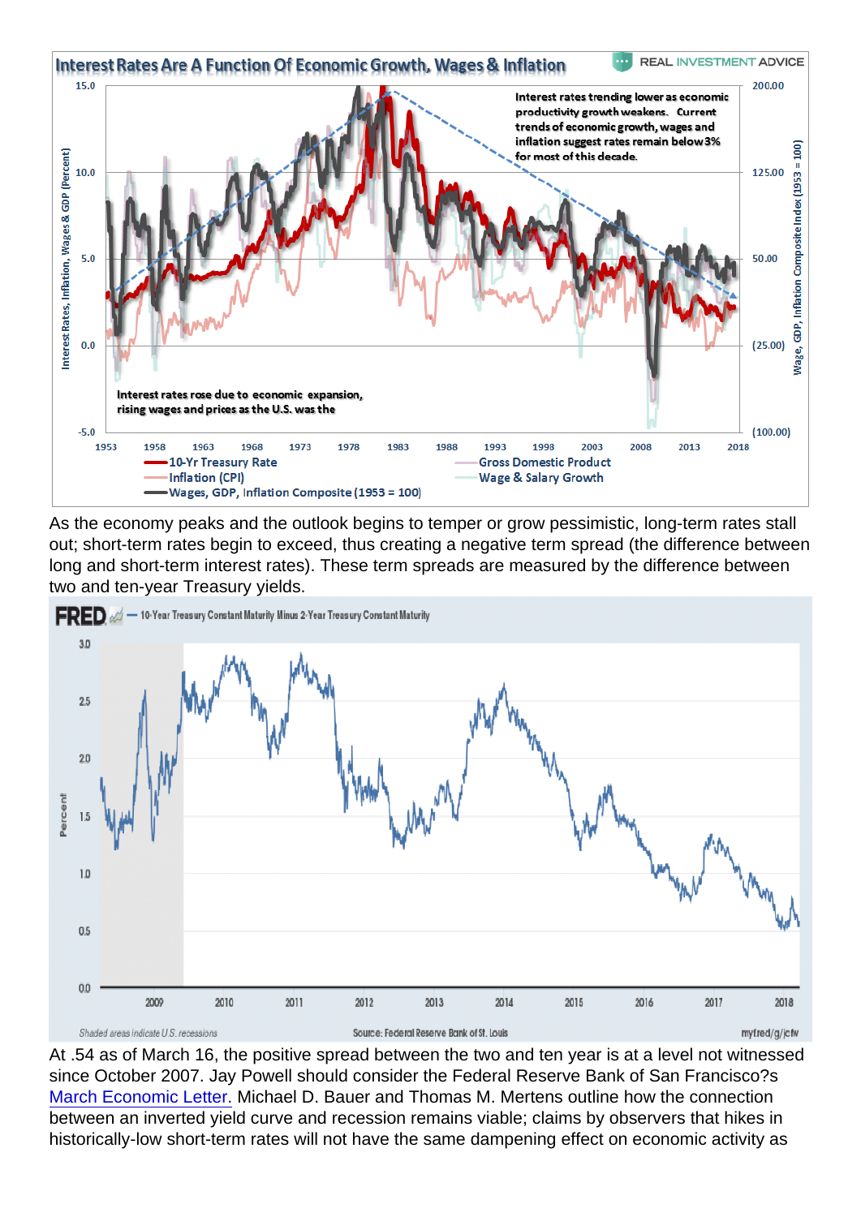As the economy peaks and the outlook begins to temper or grow pessimistic, long-term rates stall out; short-term rates begin to exceed, thus creating a negative term spread (the difference between long and short-term interest rates). These term spreads are measured by the difference between two and ten-year Treasury yields.

At .54 as of March 16, the positive spread between the two and ten year is at a level not witnessed since October 2007. Jay Powell should consider the Federal Reserve Bank of San Francisco?s [March Economic Letter.](#) Michael D. Bauer and Thomas M. Mertens outline how the connection between an inverted yield curve and recession remains viable; claims by observers that hikes in historically-low short-term rates will not have the same dampening effect on economic activity as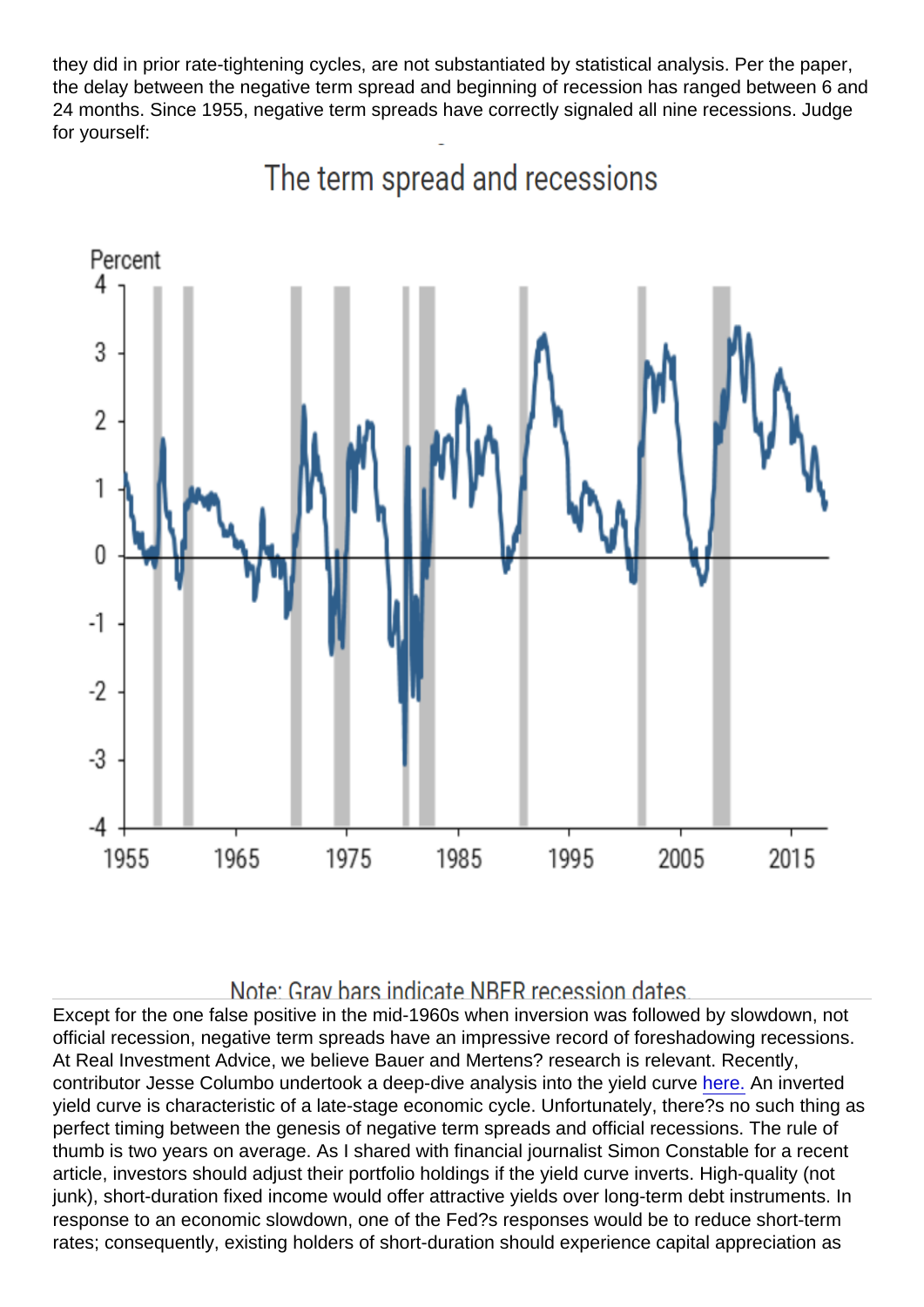they did in prior rate-tightening cycles, are not substantiated by statistical analysis. Per the paper, the delay between the negative term spread and beginning of recession has ranged between 6 and 24 months. Since 1955, negative term spreads have correctly signaled all nine recessions. Judge for yourself:

The term spread and recessions

Note: Gray bars indicate NBER recession dates

Except for the one false positive in the mid-1960s when inversion was followed by slowdown, not official recession, negative term spreads have an impressive record of foreshadowing recessions. At Real Investment Advice, we believe Bauer and Mertens? research is relevant. Recently, contributor Jesse Columbo undertook a deep-dive analysis into the yield curve here. An inverted yield curve is characteristic of a late-stage economic cycle. Unfortunately, there?s no such thing as perfect timing between the genesis of negative term spreads and official recessions. The rule of thumb is two years on average. As I shared with financial journalist Simon Constable for a recent article, investors should adjust their portfolio holdings if the yield curve inverts. High-quality (not junk), short-duration fixed income would offer attractive yields over long-term debt instruments. In response to an economic slowdown, one of the Fed?s responses would be to reduce short-term rates; consequently, existing holders of short-duration should experience capital appreciation as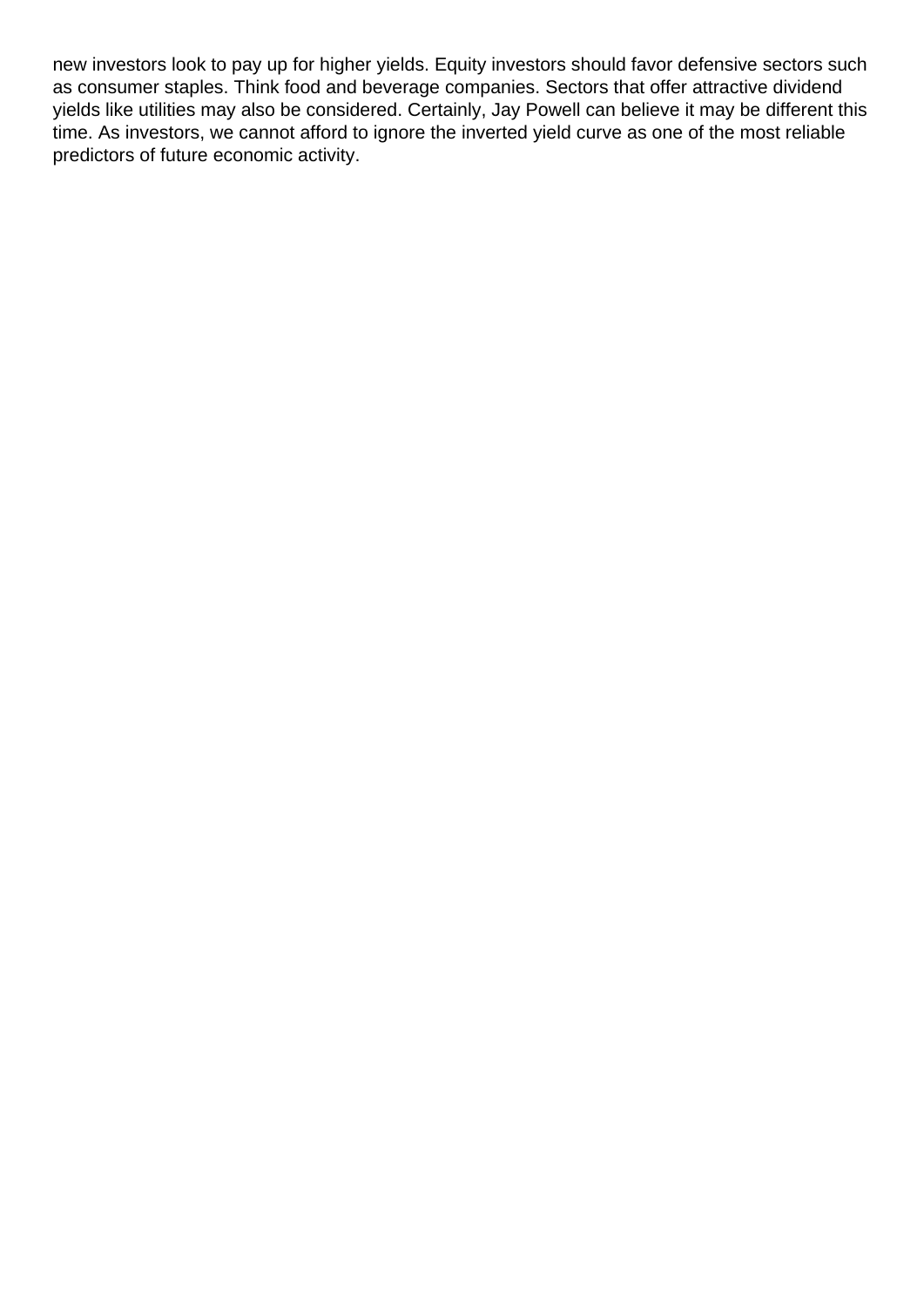new investors look to pay up for higher yields. Equity investors should favor defensive sectors such as consumer staples. Think food and beverage companies. Sectors that offer attractive dividend yields like utilities may also be considered. Certainly, Jay Powell can believe it may be different this time. As investors, we cannot afford to ignore the inverted yield curve as one of the most reliable predictors of future economic activity.